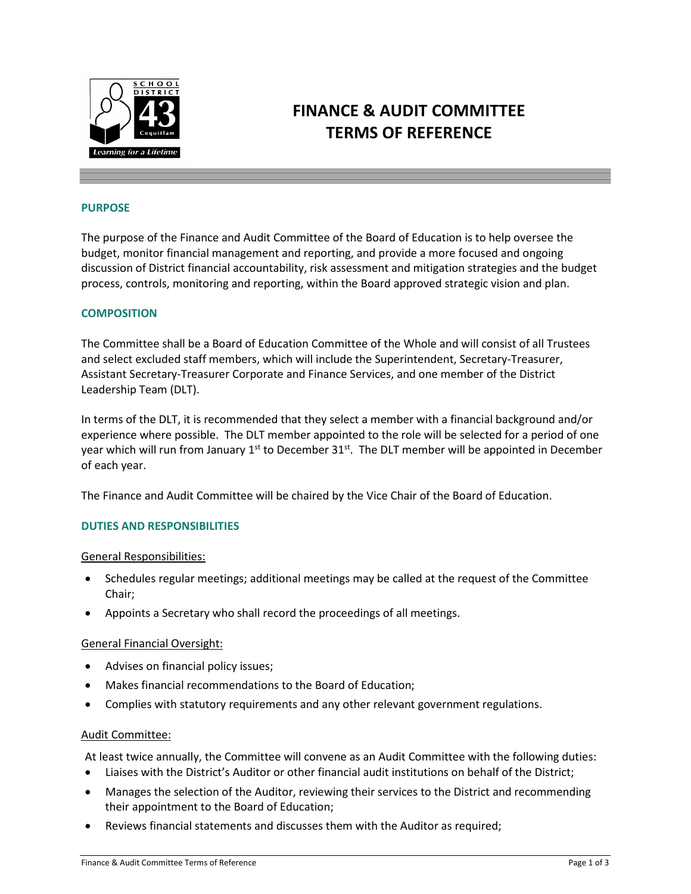# FINANCE & AUDIT COMMITTEE TERMS OF REFERENCE

## PURPOSE

The purpose of the Finance and Audit Committee of the Board of Education is to help oversee the budget, monitor financial management and reporting, and provide a more focused and ongoing discussion of District financial accountability, risk assessment and mitigation strategies and the budget process, controls, monitoring and reporting, within the Board approved strategic vision and plan.

## COMPOSITION

The Committee shall be a Board of Education Committee of the Whole and will consist of all Trustees and select excluded staff members, which will include the Superintendent, Secretary-Treasurer, Assistant Secretary-Treasurer Corporate and Finance Services, and one member of the District Leadership Team (DLT).

In terms of the DLT, it is recommended that they select a member with a financial background and/or experience where possible. The DLT member appointed to the role will be selected for a period of one year which will run from January 1st to December 31st. The DLT member will be appointed in December of each year.

The Finance and Audit Committee will be chaired by the Vice Chair of the Board of Education.

## DUTIES AND RESPONSIBILITIES

General Responsibilities:

- Schedules regular meetings; additional meetings may be called at the request of the Committee Chair;
- Appoints a Secretary who shall record the proceedings of all meetings.

General Financial Oversight:

- Advises on financial policy issues;
- Makes financial recommendations to the Board of Education;
- Complies with statutory requirements and any other relevant government regulations.

Audit Committee:

At least twice annually, the Committee will convene as an Audit Committee with the following duties:

- Liaises with the District's Auditor or other financial audit institutions on behalf of the District;
- Manages the selection of the Auditor, reviewing their services to the District and recommending their appointment to the Board of Education;
- Reviews financial statements and discusses them with the Auditor as required;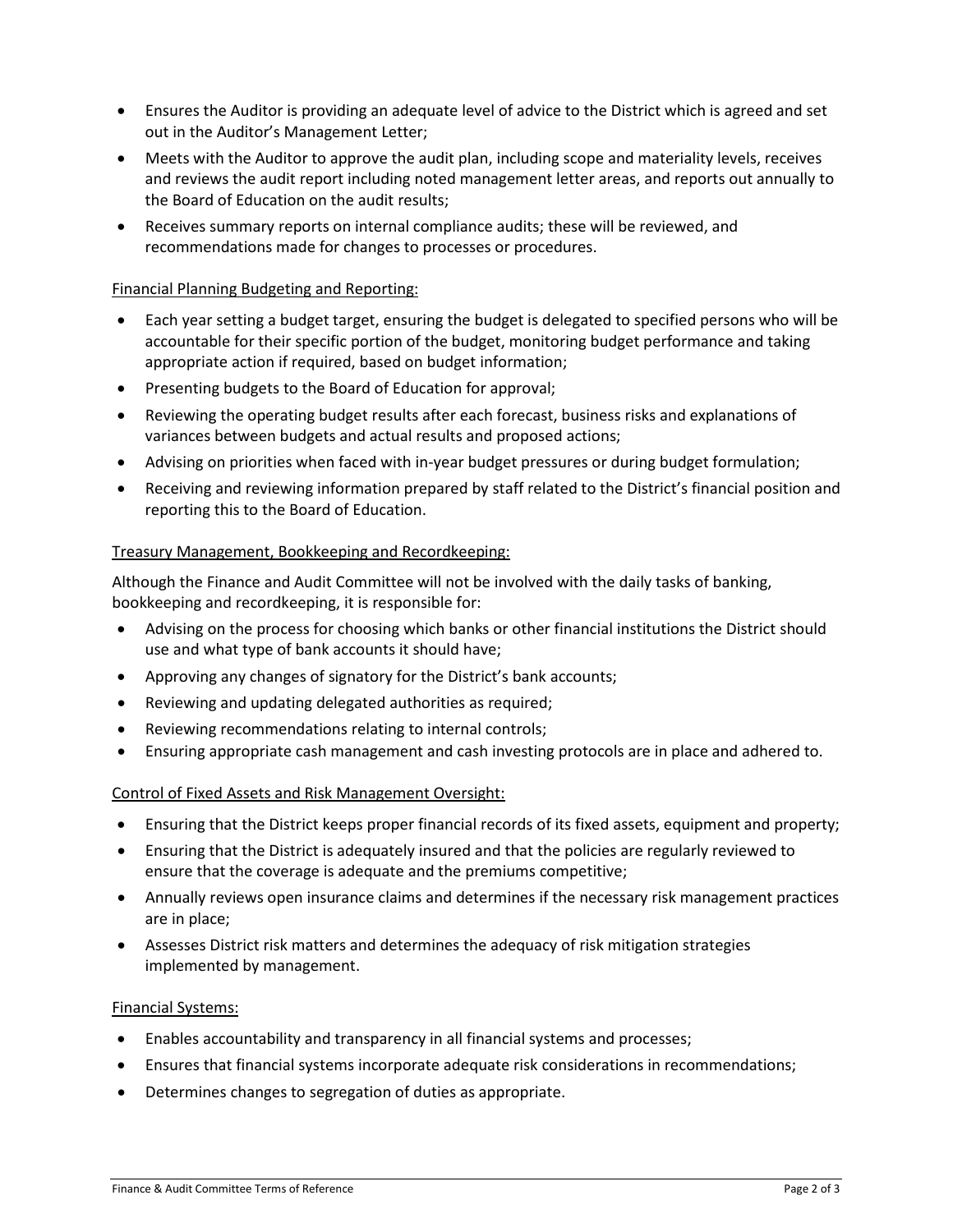- Ensures the Auditor is providing an adequate level of advice to the District which is agreed and set out in the Auditor's Management Letter;
- Meets with the Auditor to approve the audit plan, including scope and materiality levels, receives and reviews the audit report including noted management letter areas, and reports out annually to the Board of Education on the audit results;
- Receives summary reports on internal compliance audits; these will be reviewed, and recommendations made for changes to processes or procedures.

Financial Planning Budgeting and Reporting:

- Each year setting a budget target, ensuring the budget is delegated to specified persons who will be accountable for their specific portion of the budget, monitoring budget performance and taking appropriate action if required, based on budget information;
- Presenting budgets to the Board of Education for approval;
- Reviewing the operating budget results after each forecast, business risks and explanations of variances between budgets and actual results and proposed actions;
- Advising on priorities when faced with in-year budget pressures or during budget formulation;
- Receiving and reviewing information prepared by staff related to the District's financial position and reporting this to the Board of Education.

Treasury Management, Bookkeeping and Recordkeeping:

Although the Finance and Audit Committee will not be involved with the daily tasks of banking, bookkeeping and recordkeeping, it is responsible for:

- Advising on the process for choosing which banks or other financial institutions the District should use and what type of bank accounts it should have;
- Approving any changes of signatory for the District's bank accounts;
- Reviewing and updating delegated authorities as required;
- Reviewing recommendations relating to internal controls;
- Ensuring appropriate cash management and cash investing protocols are in place and adhered to.

Control of Fixed Assets and Risk Management Oversight:

- Ensuring that the District keeps proper financial records of its fixed assets, equipment and property;
- Ensuring that the District is adequately insured and that the policies are regularly reviewed to ensure that the coverage is adequate and the premiums competitive;
- Annually reviews open insurance claims and determines if the necessary risk management practices are in place;
- Assesses District risk matters and determines the adequacy of risk mitigation strategies implemented by management.

Financial Systems:

- Enables accountability and transparency in all financial systems and processes;
- Ensures that financial systems incorporate adequate risk considerations in recommendations;
- Determines changes to segregation of duties as appropriate.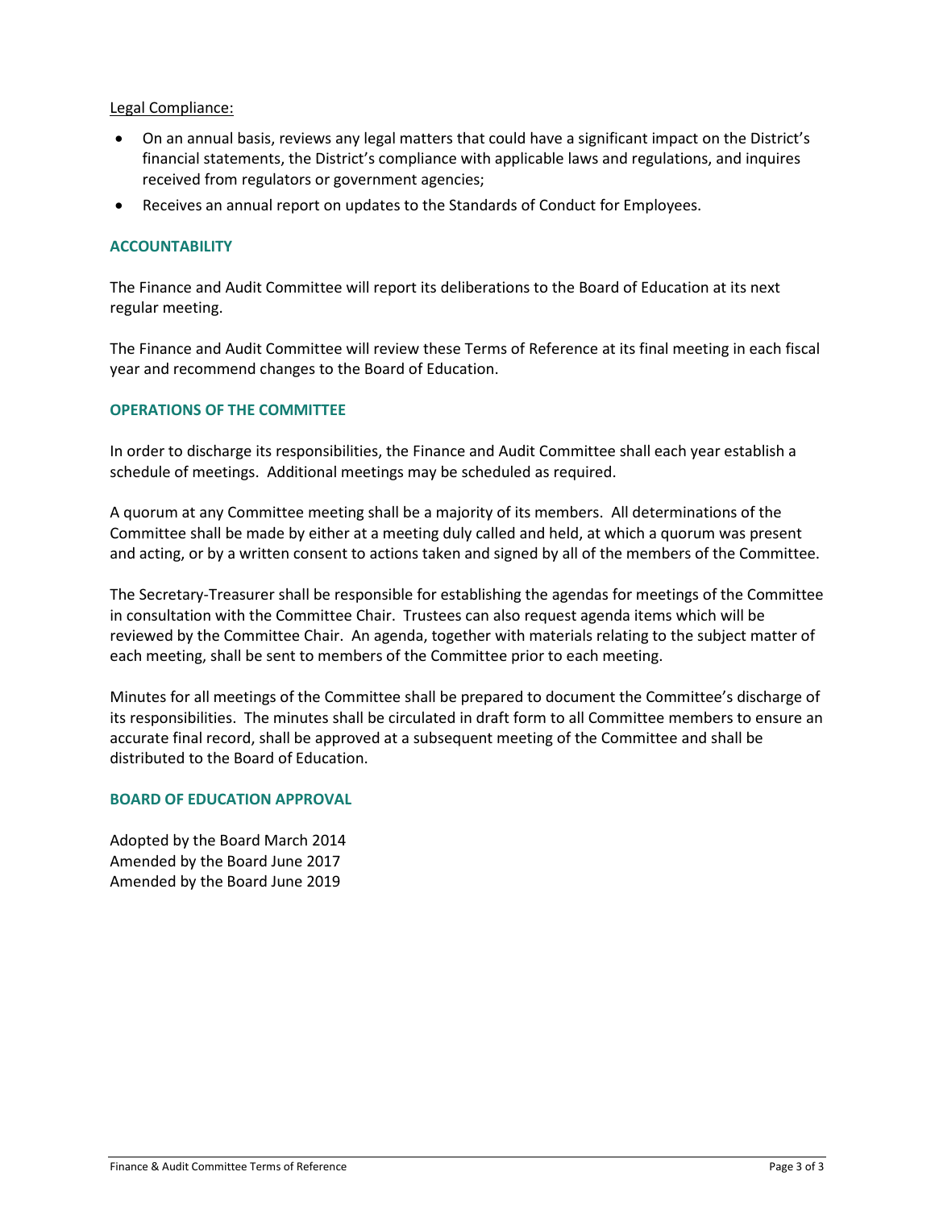Legal Compliance:

- On an annual basis, reviews any legal matters that could have a significant impact on the District's financial statements, the District's compliance with applicable laws and regulations, and inquires received from regulators or government agencies;
- Receives an annual report on updates to the Standards of Conduct for Employees.

## ACCOUNTABILITY

The Finance and Audit Committee will report its deliberations to the Board of Education at its next regular meeting.

The Finance and Audit Committee will review these Terms of Reference at its final meeting in each fiscal year and recommend changes to the Board of Education.

## OPERATIONS OF THE COMMITTEE

In order to discharge its responsibilities, the Finance and Audit Committee shall each year establish a schedule of meetings. Additional meetings may be scheduled as required.

A quorum at any Committee meeting shall be a majority of its members. All determinations of the Committee shall be made by either at a meeting duly called and held, at which a quorum was present and acting, or by a written consent to actions taken and signed by all of the members of the Committee.

The Secretary-Treasurer shall be responsible for establishing the agendas for meetings of the Committee in consultation with the Committee Chair. Trustees can also request agenda items which will be reviewed by the Committee Chair. An agenda, together with materials relating to the subject matter of each meeting, shall be sent to members of the Committee prior to each meeting.

Minutes for all meetings of the Committee shall be prepared to document the Committee's discharge of its responsibilities. The minutes shall be circulated in draft form to all Committee members to ensure an accurate final record, shall be approved at a subsequent meeting of the Committee and shall be distributed to the Board of Education.

## BOARD OF EDUCATION APPROVAL

Adopted by the Board March 2014
Amended by the Board June 2017
Amended by the Board June 2019